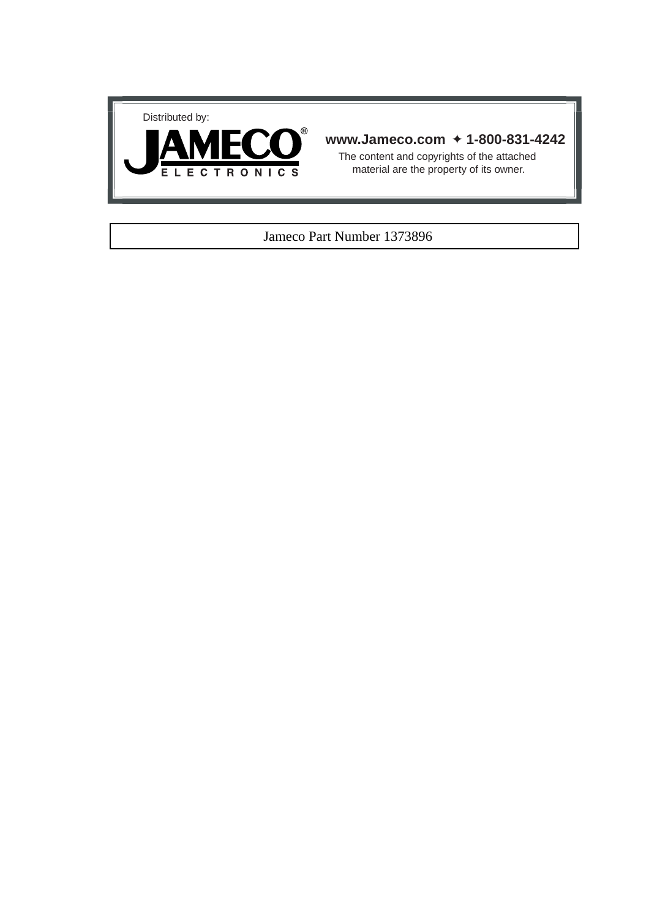Distributed by:

JAMECO® ELECTRONICS

**www.Jameco.com ✦ 1-800-831-4242**

The content and copyrights of the attached material are the property of its owner.

Jameco Part Number 1373896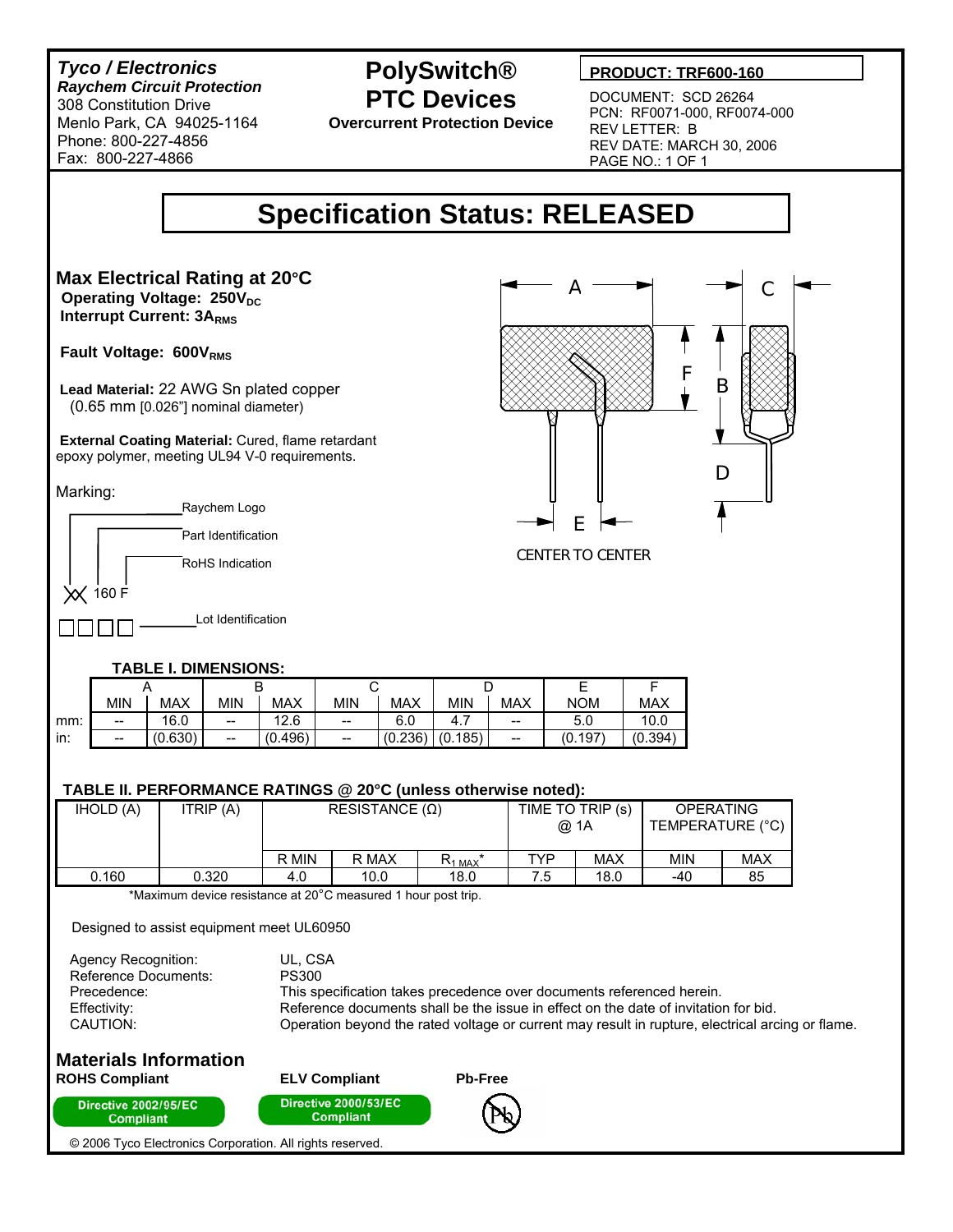**Tyco / Electronics**
***Raychem Circuit Protection***
308 Constitution Drive
Menlo Park, CA 94025-1164
Phone: 800-227-4856
Fax: 800-227-4866

# PolySwitch® PTC Devices

**Overcurrent Protection Device**

**PRODUCT: TRF600-160**

DOCUMENT: SCD 26264
PCN: RF0071-000, RF0074-000
REV LETTER: B
REV DATE: MARCH 30, 2006
PAGE NO.: 1 OF 1

## Specification Status: RELEASED

### Max Electrical Rating at 20°C

**Operating Voltage: 250V$_{DC}$**
**Interrupt Current: 3A$_{RMS}$**

**Fault Voltage: 600V$_{RMS}$**

**Lead Material:** 22 AWG Sn plated copper (0.65 mm [0.026"] nominal diameter)

**External Coating Material:** Cured, flame retardant epoxy polymer, meeting UL94 V-0 requirements.

Marking:

Raychem Logo
Part Identification
RoHS Indication
160 F
Lot Identification

A
C
F
B
D
E
CENTER TO CENTER

**TABLE I. DIMENSIONS:**

| | A | | B | | C | | D | | E | F |
|---|---|---|---|---|---|---|---|---|---|---|
| | MIN | MAX | MIN | MAX | MIN | MAX | MIN | MAX | NOM | MAX |
| mm: | -- | 16.0 | -- | 12.6 | -- | 6.0 | 4.7 | -- | 5.0 | 10.0 |
| in: | -- | (0.630) | -- | (0.496) | -- | (0.236) | (0.185) | -- | (0.197) | (0.394) |

**TABLE II. PERFORMANCE RATINGS @ 20°C (unless otherwise noted):**

| IHOLD (A) | ITRIP (A) | RESISTANCE (Ω) | | | TIME TO TRIP (s) @ 1A | | OPERATING TEMPERATURE (°C) | |
|---|---|---|---|---|---|---|---|---|
| | | R MIN | R MAX | $R_{1\,MAX}$* | TYP | MAX | MIN | MAX |
| 0.160 | 0.320 | 4.0 | 10.0 | 18.0 | 7.5 | 18.0 | -40 | 85 |

*Maximum device resistance at 20°C measured 1 hour post trip.

Designed to assist equipment meet UL60950

| | |
|---|---|
| Agency Recognition: | UL, CSA |
| Reference Documents: | PS300 |
| Precedence: | This specification takes precedence over documents referenced herein. |
| Effectivity: | Reference documents shall be the issue in effect on the date of invitation for bid. |
| CAUTION: | Operation beyond the rated voltage or current may result in rupture, electrical arcing or flame. |

### Materials Information

**ROHS Compliant** — Directive 2002/95/EC Compliant

**ELV Compliant** — Directive 2000/53/EC Compliant

**Pb-Free**

© 2006 Tyco Electronics Corporation. All rights reserved.